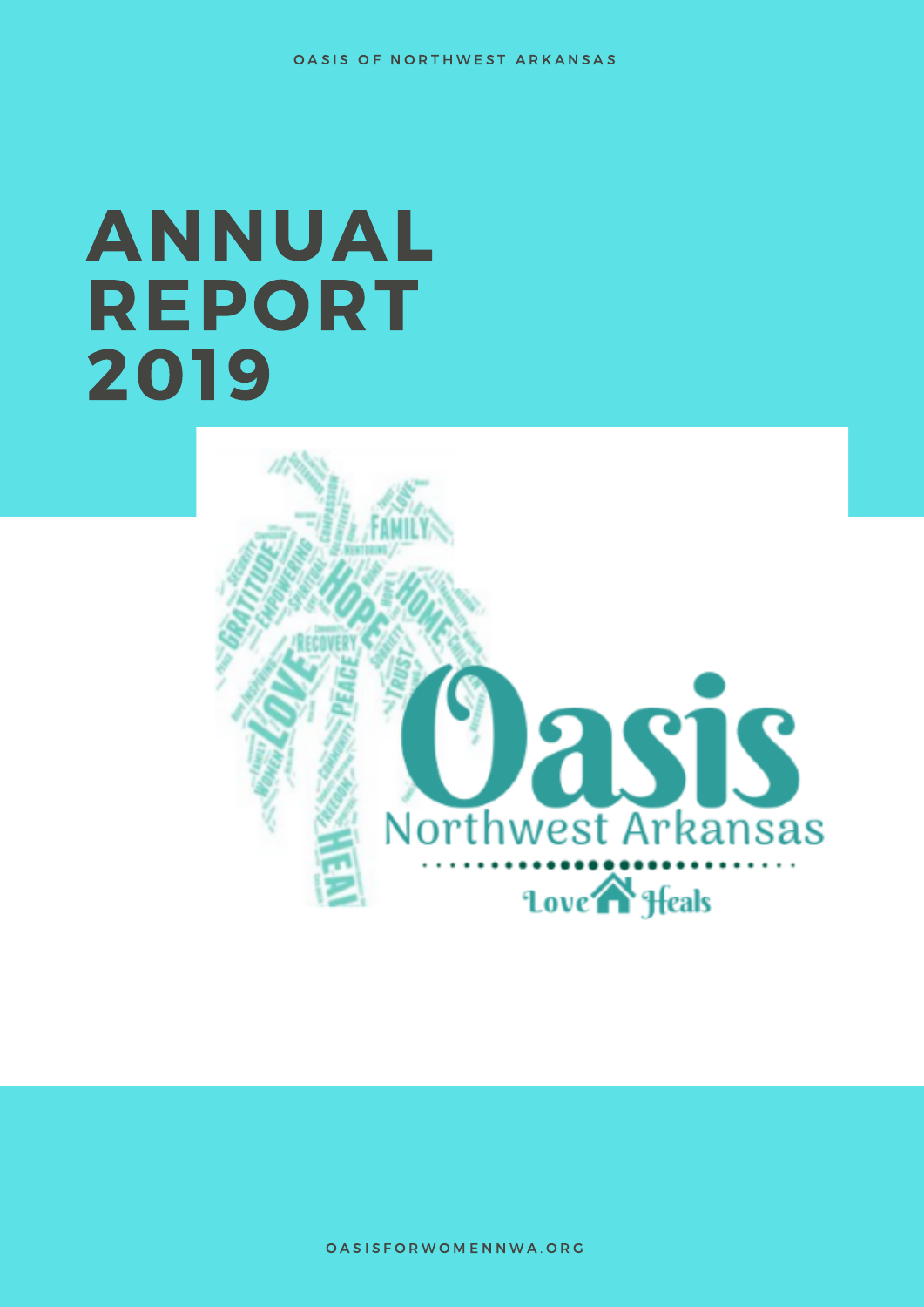OASIS OF NORTHWEST ARKANSAS

# ANNUAL REPORT 2019

Oasis
Northwest Arkansas
Love Heals

OASISFORWOMENNWA.ORG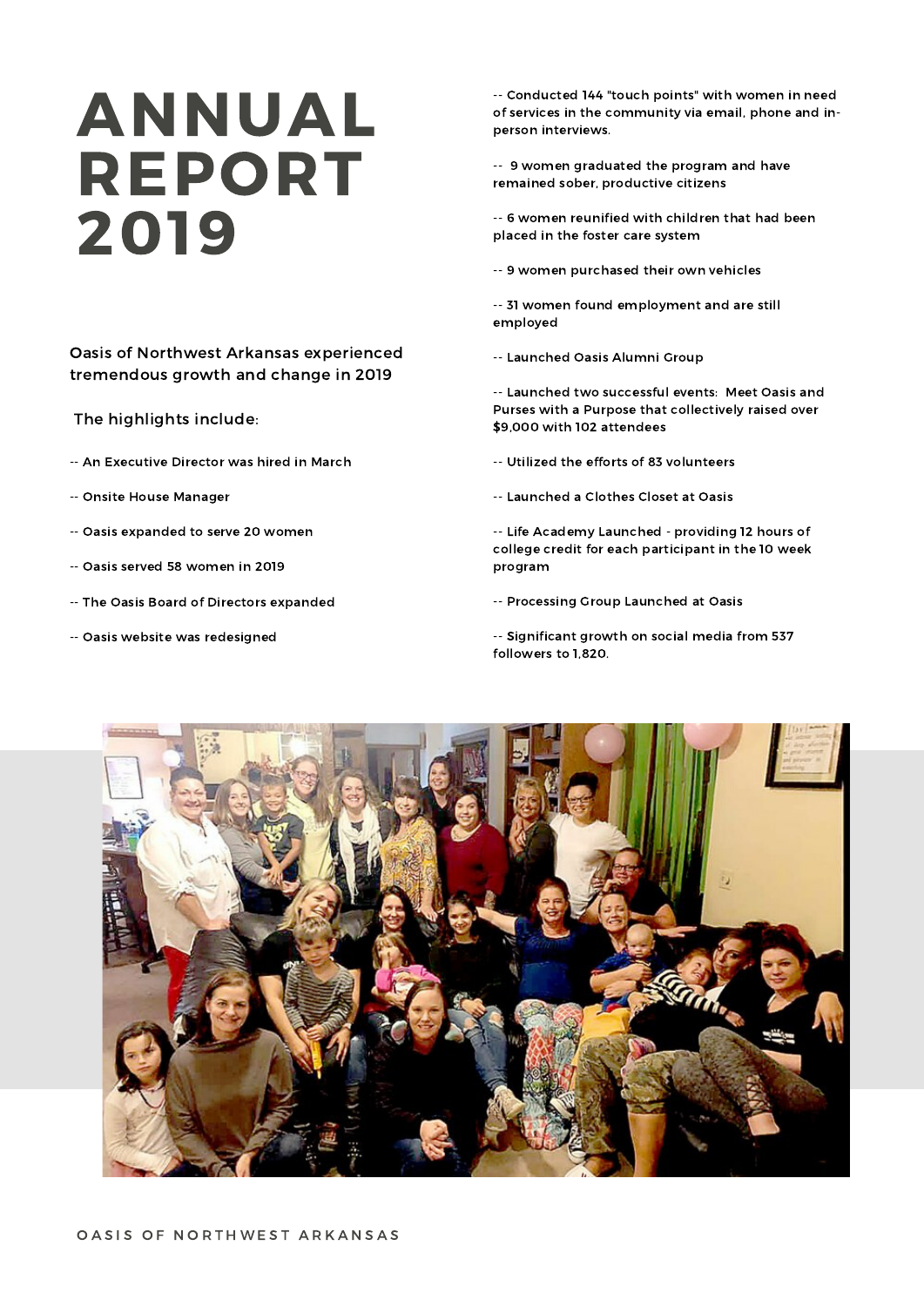# ANNUAL REPORT 2019

Oasis of Northwest Arkansas experienced tremendous growth and change in 2019

The highlights include:

-- An Executive Director was hired in March

-- Onsite House Manager

-- Oasis expanded to serve 20 women

-- Oasis served 58 women in 2019

-- The Oasis Board of Directors expanded

-- Oasis website was redesigned

-- Conducted 144 "touch points" with women in need of services in the community via email, phone and in-person interviews.

-- 9 women graduated the program and have remained sober, productive citizens

-- 6 women reunified with children that had been placed in the foster care system

-- 9 women purchased their own vehicles

-- 31 women found employment and are still employed

-- Launched Oasis Alumni Group

-- Launched two successful events: Meet Oasis and Purses with a Purpose that collectively raised over $9,000 with 102 attendees

-- Utilized the efforts of 83 volunteers

-- Launched a Clothes Closet at Oasis

-- Life Academy Launched - providing 12 hours of college credit for each participant in the 10 week program

-- Processing Group Launched at Oasis

-- Significant growth on social media from 537 followers to 1,820.

OASIS OF NORTHWEST ARKANSAS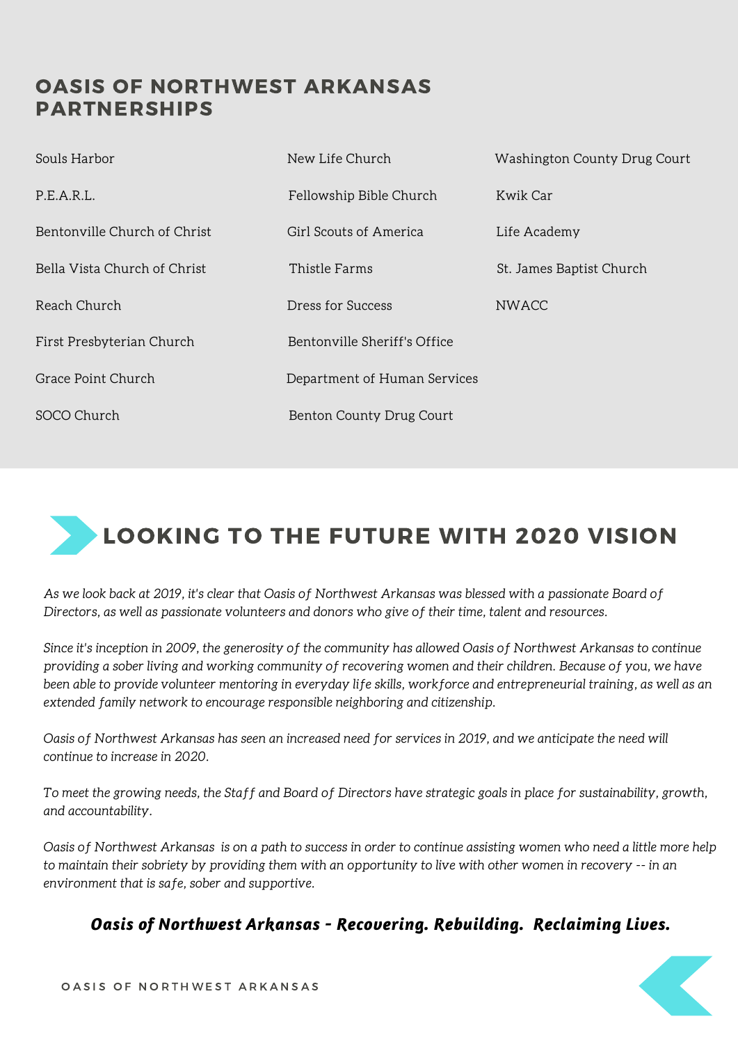## OASIS OF NORTHWEST ARKANSAS PARTNERSHIPS

- Souls Harbor
- P.E.A.R.L.
- Bentonville Church of Christ
- Bella Vista Church of Christ
- Reach Church
- First Presbyterian Church
- Grace Point Church
- SOCO Church
- New Life Church
- Fellowship Bible Church
- Girl Scouts of America
- Thistle Farms
- Dress for Success
- Bentonville Sheriff's Office
- Department of Human Services
- Benton County Drug Court
- Washington County Drug Court
- Kwik Car
- Life Academy
- St. James Baptist Church
- NWACC

## LOOKING TO THE FUTURE WITH 2020 VISION

*As we look back at 2019, it's clear that Oasis of Northwest Arkansas was blessed with a passionate Board of Directors, as well as passionate volunteers and donors who give of their time, talent and resources.*

*Since it's inception in 2009, the generosity of the community has allowed Oasis of Northwest Arkansas to continue providing a sober living and working community of recovering women and their children. Because of you, we have been able to provide volunteer mentoring in everyday life skills, workforce and entrepreneurial training, as well as an extended family network to encourage responsible neighboring and citizenship.*

*Oasis of Northwest Arkansas has seen an increased need for services in 2019, and we anticipate the need will continue to increase in 2020.*

*To meet the growing needs, the Staff and Board of Directors have strategic goals in place for sustainability, growth, and accountability.*

*Oasis of Northwest Arkansas is on a path to success in order to continue assisting women who need a little more help to maintain their sobriety by providing them with an opportunity to live with other women in recovery -- in an environment that is safe, sober and supportive.*

***Oasis of Northwest Arkansas - Recovering. Rebuilding. Reclaiming Lives.***